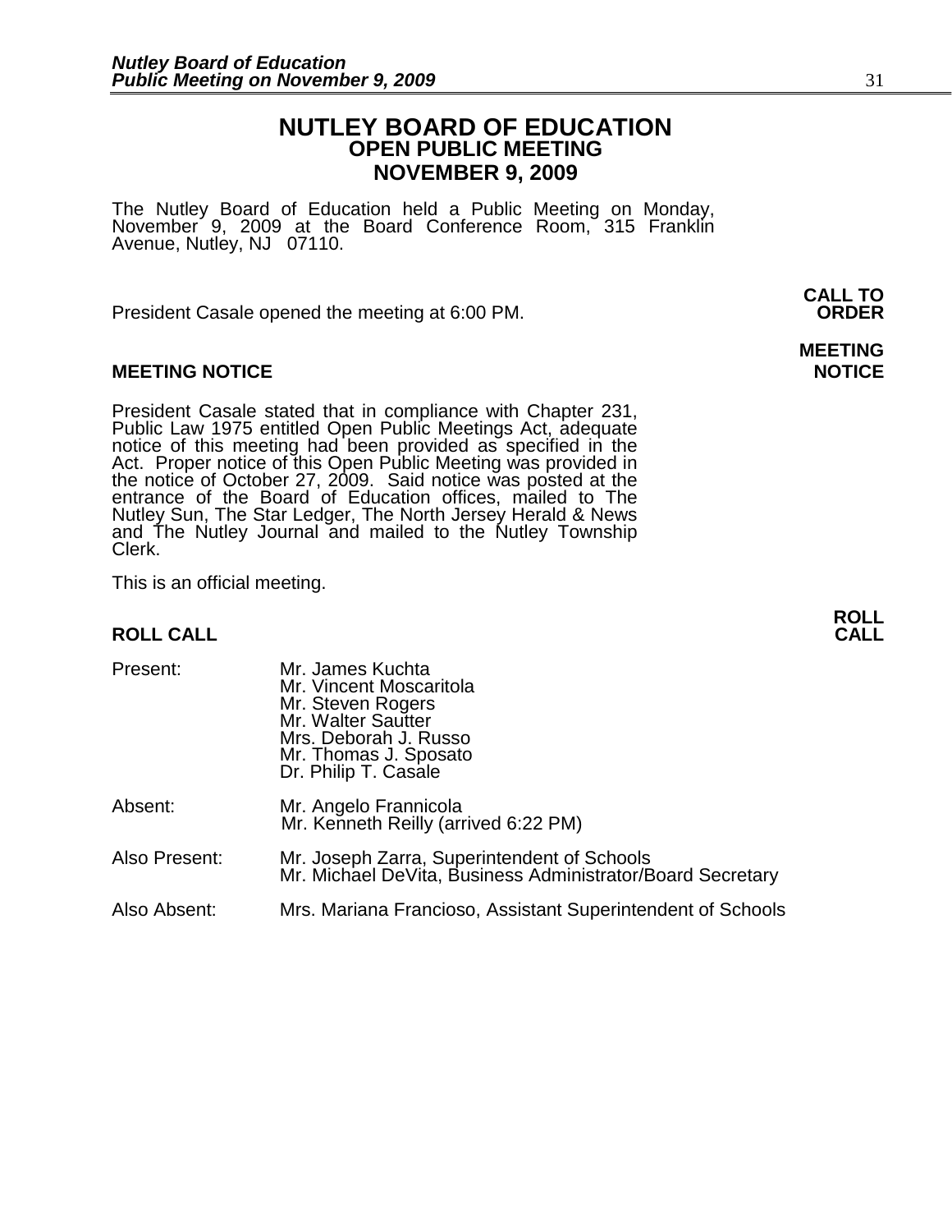# NUTLEY BOARD OF EDUCATION
## OPEN PUBLIC MEETING
## NOVEMBER 9, 2009

The Nutley Board of Education held a Public Meeting on Monday, November 9, 2009 at the Board Conference Room, 315 Franklin Avenue, Nutley, NJ 07110.

**CALL TO ORDER**

President Casale opened the meeting at 6:00 PM.

**MEETING NOTICE**

President Casale stated that in compliance with Chapter 231, Public Law 1975 entitled Open Public Meetings Act, adequate notice of this meeting had been provided as specified in the Act. Proper notice of this Open Public Meeting was provided in the notice of October 27, 2009. Said notice was posted at the entrance of the Board of Education offices, mailed to The Nutley Sun, The Star Ledger, The North Jersey Herald & News and The Nutley Journal and mailed to the Nutley Township Clerk.

This is an official meeting.

**ROLL CALL**

| | |
|---|---|
| Present: | Mr. James Kuchta<br>Mr. Vincent Moscaritola<br>Mr. Steven Rogers<br>Mr. Walter Sautter<br>Mrs. Deborah J. Russo<br>Mr. Thomas J. Sposato<br>Dr. Philip T. Casale |
| Absent: | Mr. Angelo Frannicola<br>Mr. Kenneth Reilly (arrived 6:22 PM) |
| Also Present: | Mr. Joseph Zarra, Superintendent of Schools<br>Mr. Michael DeVita, Business Administrator/Board Secretary |
| Also Absent: | Mrs. Mariana Francioso, Assistant Superintendent of Schools |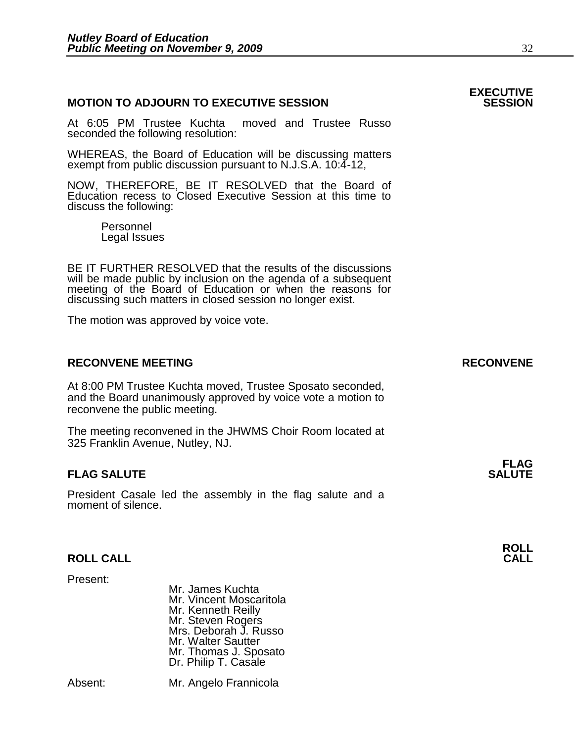## MOTION TO ADJOURN TO EXECUTIVE SESSION

**EXECUTIVE SESSION**

At 6:05 PM Trustee Kuchta moved and Trustee Russo seconded the following resolution:

WHEREAS, the Board of Education will be discussing matters exempt from public discussion pursuant to N.J.S.A. 10:4-12,

NOW, THEREFORE, BE IT RESOLVED that the Board of Education recess to Closed Executive Session at this time to discuss the following:

Personnel
Legal Issues

BE IT FURTHER RESOLVED that the results of the discussions will be made public by inclusion on the agenda of a subsequent meeting of the Board of Education or when the reasons for discussing such matters in closed session no longer exist.

The motion was approved by voice vote.

## RECONVENE MEETING

**RECONVENE**

At 8:00 PM Trustee Kuchta moved, Trustee Sposato seconded, and the Board unanimously approved by voice vote a motion to reconvene the public meeting.

The meeting reconvened in the JHWMS Choir Room located at 325 Franklin Avenue, Nutley, NJ.

## FLAG SALUTE

**FLAG SALUTE**

President Casale led the assembly in the flag salute and a moment of silence.

## ROLL CALL

**ROLL CALL**

Present:

Mr. James Kuchta
Mr. Vincent Moscaritola
Mr. Kenneth Reilly
Mr. Steven Rogers
Mrs. Deborah J. Russo
Mr. Walter Sautter
Mr. Thomas J. Sposato
Dr. Philip T. Casale

Absent: Mr. Angelo Frannicola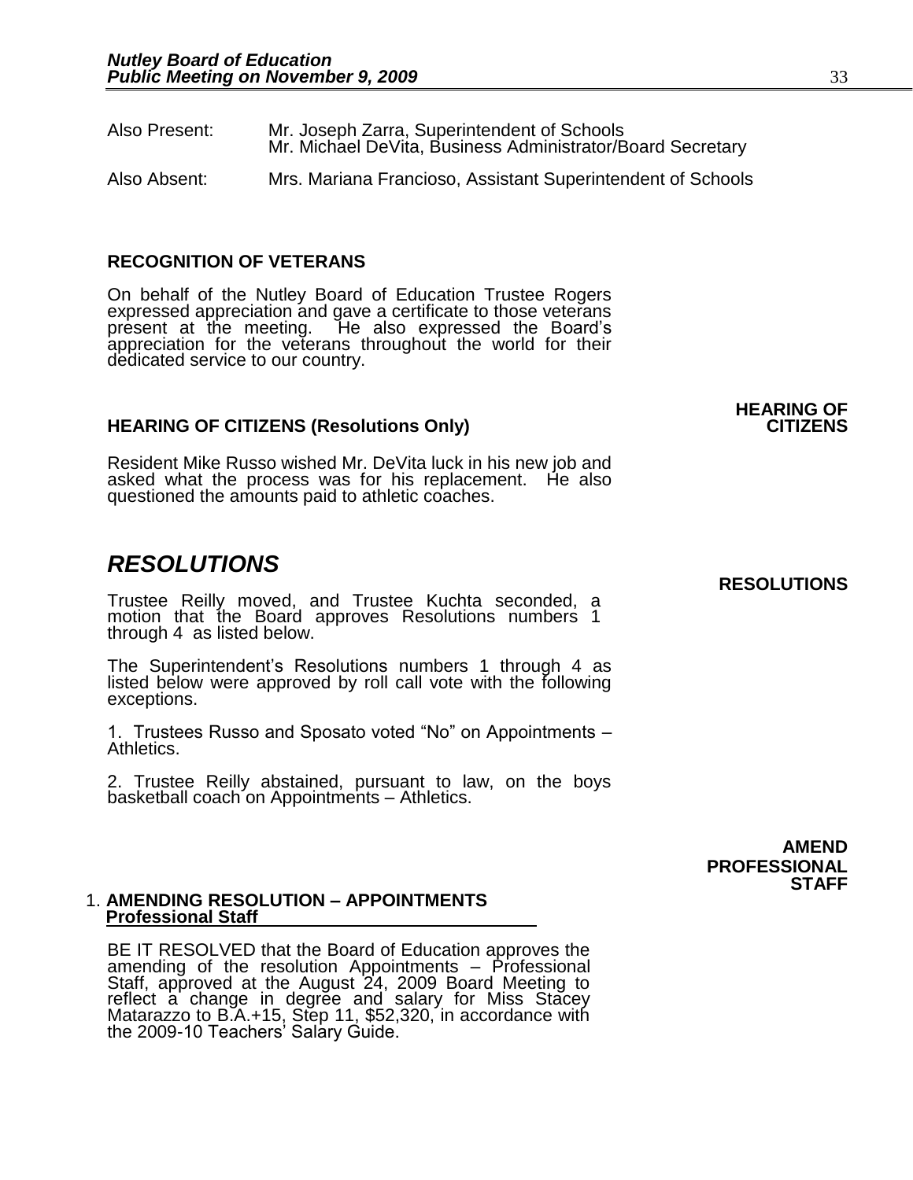Also Present: Mr. Joseph Zarra, Superintendent of Schools
Mr. Michael DeVita, Business Administrator/Board Secretary

Also Absent: Mrs. Mariana Francioso, Assistant Superintendent of Schools

**RECOGNITION OF VETERANS**

On behalf of the Nutley Board of Education Trustee Rogers expressed appreciation and gave a certificate to those veterans present at the meeting. He also expressed the Board's appreciation for the veterans throughout the world for their dedicated service to our country.

**HEARING OF CITIZENS (Resolutions Only)**

**HEARING OF CITIZENS**

Resident Mike Russo wished Mr. DeVita luck in his new job and asked what the process was for his replacement. He also questioned the amounts paid to athletic coaches.

## *RESOLUTIONS*

**RESOLUTIONS**

Trustee Reilly moved, and Trustee Kuchta seconded, a motion that the Board approves Resolutions numbers 1 through 4 as listed below.

The Superintendent's Resolutions numbers 1 through 4 as listed below were approved by roll call vote with the following exceptions.

1. Trustees Russo and Sposato voted "No" on Appointments – Athletics.

2. Trustee Reilly abstained, pursuant to law, on the boys basketball coach on Appointments – Athletics.

**AMEND PROFESSIONAL STAFF**

1. **AMENDING RESOLUTION – APPOINTMENTS Professional Staff**

BE IT RESOLVED that the Board of Education approves the amending of the resolution Appointments – Professional Staff, approved at the August 24, 2009 Board Meeting to reflect a change in degree and salary for Miss Stacey Matarazzo to B.A.+15, Step 11, $52,320, in accordance with the 2009-10 Teachers' Salary Guide.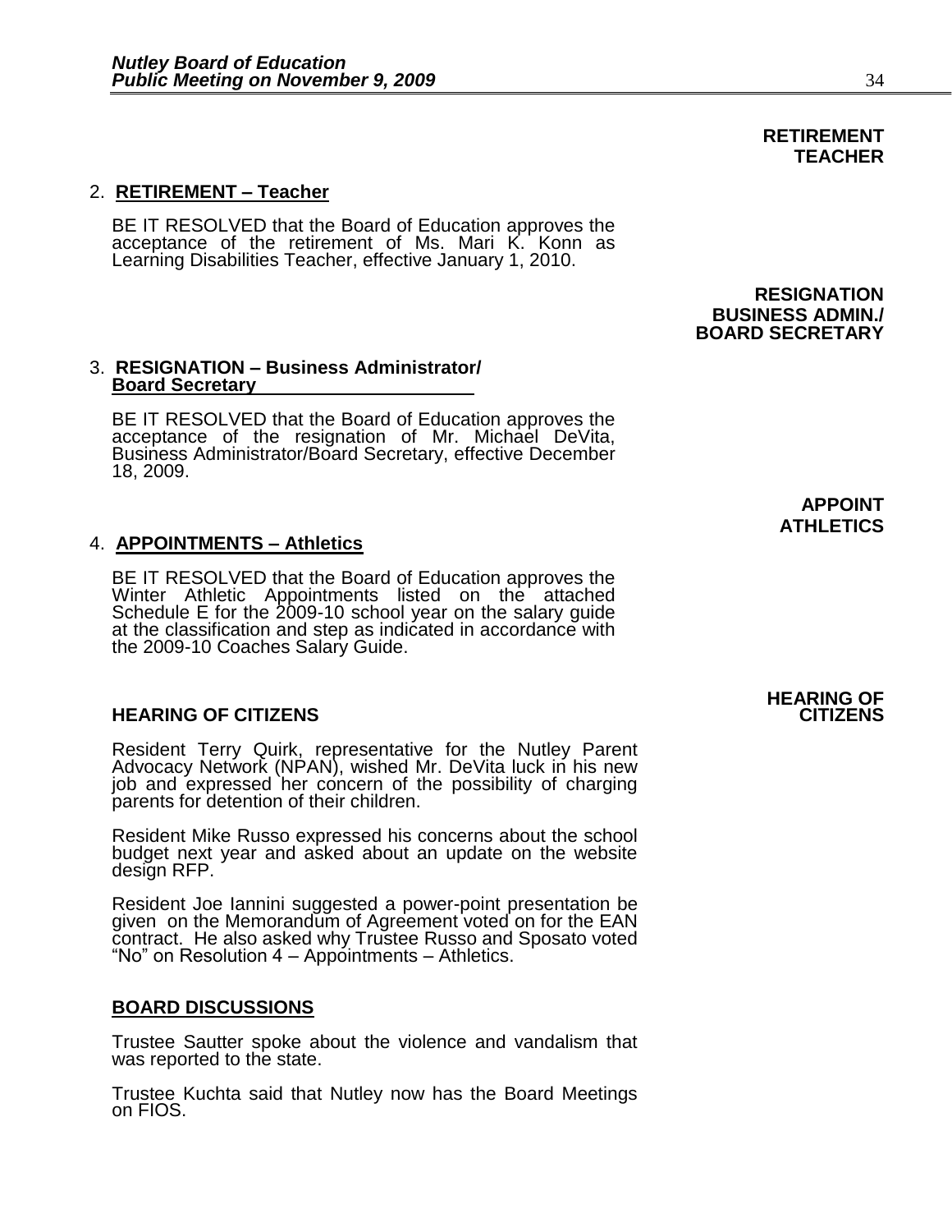**RETIREMENT TEACHER**

2. **RETIREMENT – Teacher**

   BE IT RESOLVED that the Board of Education approves the acceptance of the retirement of Ms. Mari K. Konn as Learning Disabilities Teacher, effective January 1, 2010.

**RESIGNATION BUSINESS ADMIN./ BOARD SECRETARY**

3. **RESIGNATION – Business Administrator/ Board Secretary**

   BE IT RESOLVED that the Board of Education approves the acceptance of the resignation of Mr. Michael DeVita, Business Administrator/Board Secretary, effective December 18, 2009.

**APPOINT ATHLETICS**

4. **APPOINTMENTS – Athletics**

   BE IT RESOLVED that the Board of Education approves the Winter Athletic Appointments listed on the attached Schedule E for the 2009-10 school year on the salary guide at the classification and step as indicated in accordance with the 2009-10 Coaches Salary Guide.

**HEARING OF CITIZENS**

**HEARING OF CITIZENS**

Resident Terry Quirk, representative for the Nutley Parent Advocacy Network (NPAN), wished Mr. DeVita luck in his new job and expressed her concern of the possibility of charging parents for detention of their children.

Resident Mike Russo expressed his concerns about the school budget next year and asked about an update on the website design RFP.

Resident Joe Iannini suggested a power-point presentation be given on the Memorandum of Agreement voted on for the EAN contract. He also asked why Trustee Russo and Sposato voted "No" on Resolution 4 – Appointments – Athletics.

**BOARD DISCUSSIONS**

Trustee Sautter spoke about the violence and vandalism that was reported to the state.

Trustee Kuchta said that Nutley now has the Board Meetings on FIOS.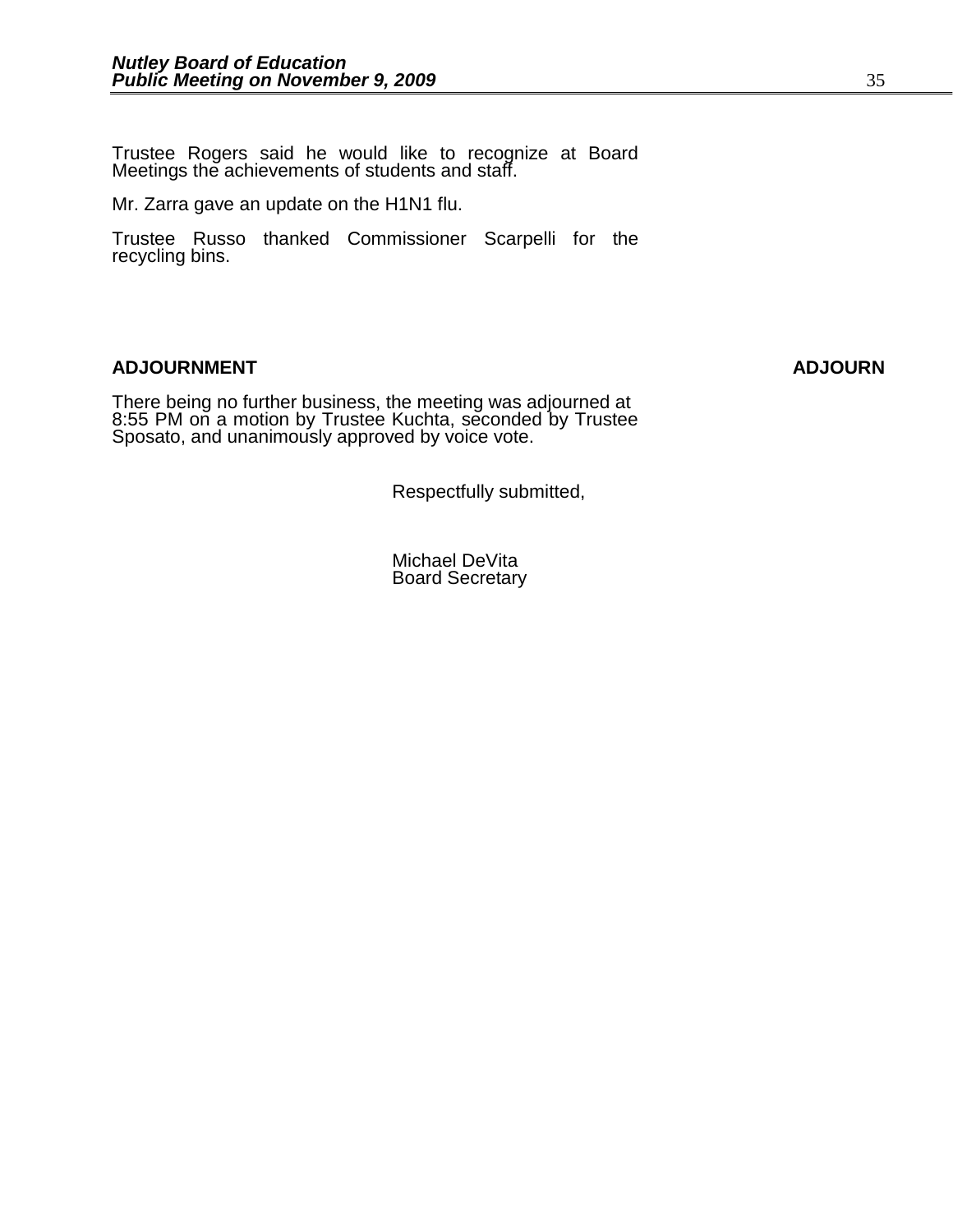Trustee Rogers said he would like to recognize at Board Meetings the achievements of students and staff.

Mr. Zarra gave an update on the H1N1 flu.

Trustee Russo thanked Commissioner Scarpelli for the recycling bins.

**ADJOURNMENT** **ADJOURN**

There being no further business, the meeting was adjourned at 8:55 PM on a motion by Trustee Kuchta, seconded by Trustee Sposato, and unanimously approved by voice vote.

Respectfully submitted,

Michael DeVita
Board Secretary